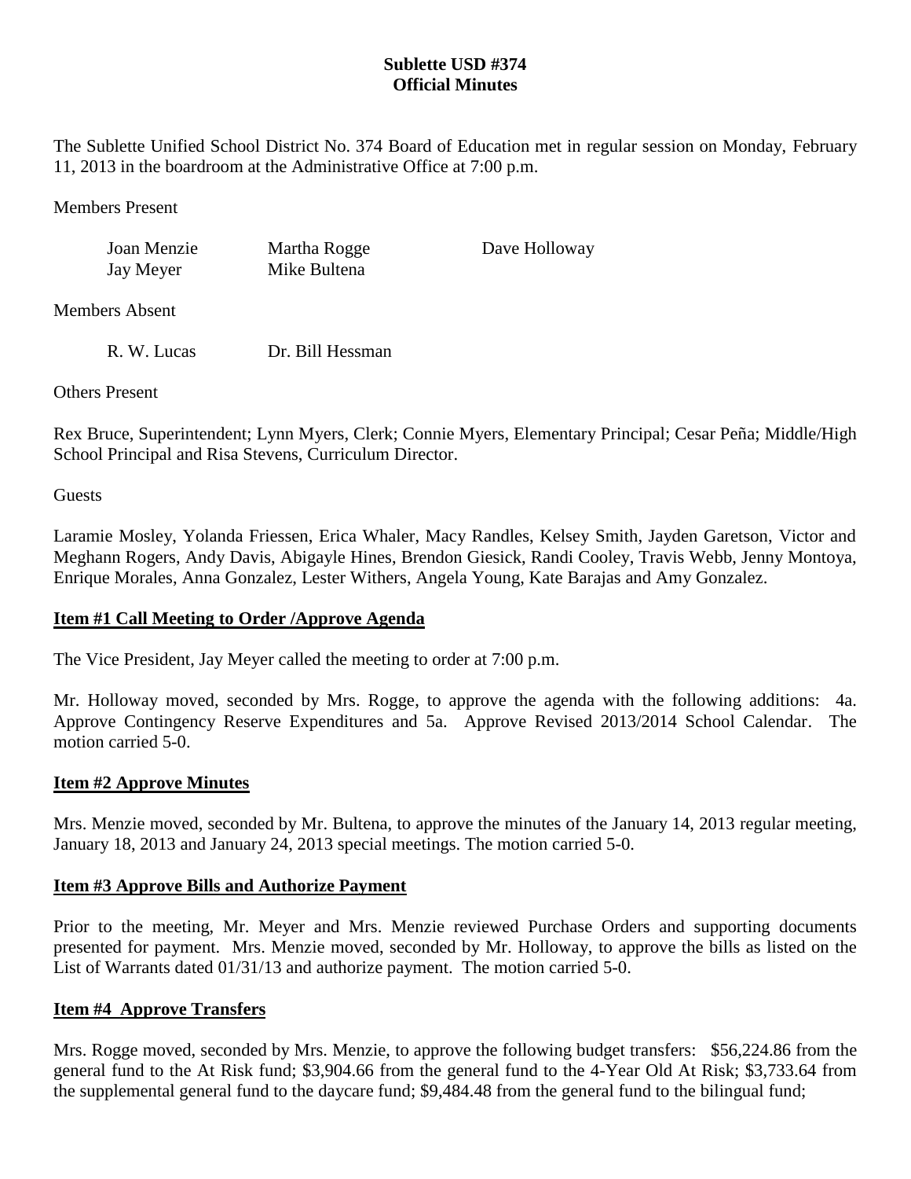# Sublette USD #374
## Official Minutes

The Sublette Unified School District No. 374 Board of Education met in regular session on Monday, February 11, 2013 in the boardroom at the Administrative Office at 7:00 p.m.

Members Present

| | | |
|---|---|---|
| Joan Menzie | Martha Rogge | Dave Holloway |
| Jay Meyer | Mike Bultena | |

Members Absent

| | |
|---|---|
| R. W. Lucas | Dr. Bill Hessman |

Others Present

Rex Bruce, Superintendent; Lynn Myers, Clerk; Connie Myers, Elementary Principal; Cesar Peña; Middle/High School Principal and Risa Stevens, Curriculum Director.

Guests

Laramie Mosley, Yolanda Friessen, Erica Whaler, Macy Randles, Kelsey Smith, Jayden Garetson, Victor and Meghann Rogers, Andy Davis, Abigayle Hines, Brendon Giesick, Randi Cooley, Travis Webb, Jenny Montoya, Enrique Morales, Anna Gonzalez, Lester Withers, Angela Young, Kate Barajas and Amy Gonzalez.

**Item #1 Call Meeting to Order /Approve Agenda**

The Vice President, Jay Meyer called the meeting to order at 7:00 p.m.

Mr. Holloway moved, seconded by Mrs. Rogge, to approve the agenda with the following additions: 4a. Approve Contingency Reserve Expenditures and 5a. Approve Revised 2013/2014 School Calendar. The motion carried 5-0.

**Item #2 Approve Minutes**

Mrs. Menzie moved, seconded by Mr. Bultena, to approve the minutes of the January 14, 2013 regular meeting, January 18, 2013 and January 24, 2013 special meetings. The motion carried 5-0.

**Item #3 Approve Bills and Authorize Payment**

Prior to the meeting, Mr. Meyer and Mrs. Menzie reviewed Purchase Orders and supporting documents presented for payment. Mrs. Menzie moved, seconded by Mr. Holloway, to approve the bills as listed on the List of Warrants dated 01/31/13 and authorize payment. The motion carried 5-0.

**Item #4 Approve Transfers**

Mrs. Rogge moved, seconded by Mrs. Menzie, to approve the following budget transfers: $56,224.86 from the general fund to the At Risk fund; $3,904.66 from the general fund to the 4-Year Old At Risk; $3,733.64 from the supplemental general fund to the daycare fund; $9,484.48 from the general fund to the bilingual fund;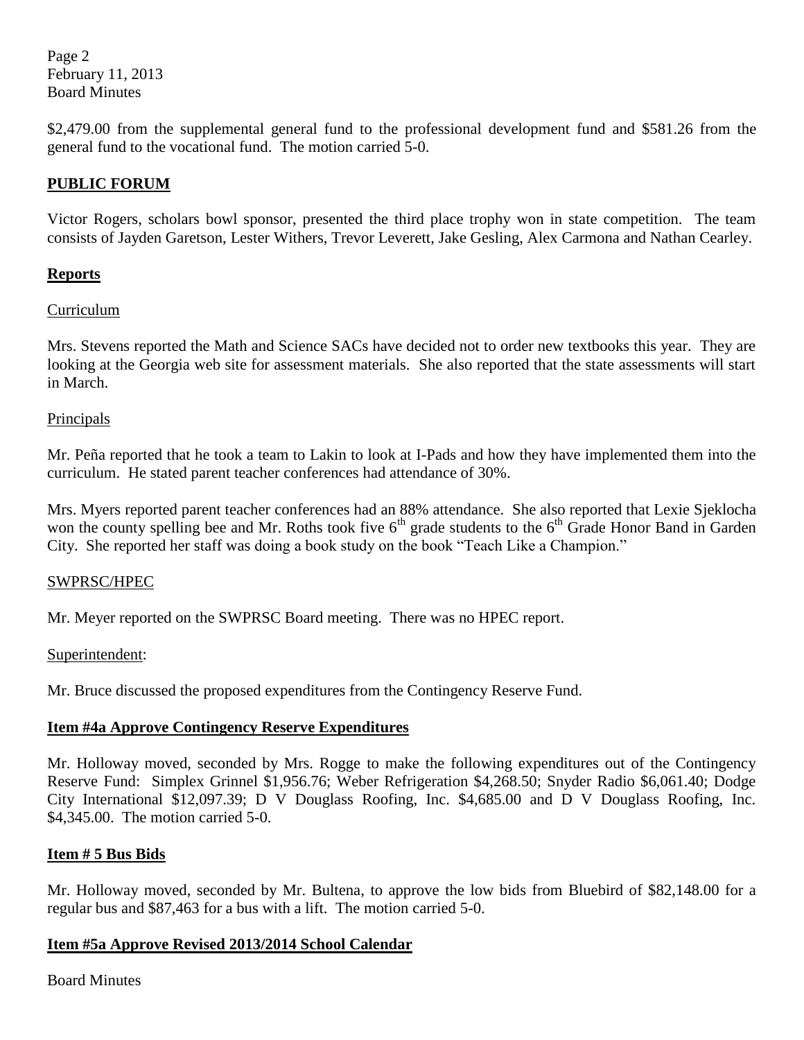$2,479.00 from the supplemental general fund to the professional development fund and $581.26 from the general fund to the vocational fund. The motion carried 5-0.

## PUBLIC FORUM

Victor Rogers, scholars bowl sponsor, presented the third place trophy won in state competition. The team consists of Jayden Garetson, Lester Withers, Trevor Leverett, Jake Gesling, Alex Carmona and Nathan Cearley.

## Reports

### Curriculum

Mrs. Stevens reported the Math and Science SACs have decided not to order new textbooks this year. They are looking at the Georgia web site for assessment materials. She also reported that the state assessments will start in March.

### Principals

Mr. Peña reported that he took a team to Lakin to look at I-Pads and how they have implemented them into the curriculum. He stated parent teacher conferences had attendance of 30%.

Mrs. Myers reported parent teacher conferences had an 88% attendance. She also reported that Lexie Sjeklocha won the county spelling bee and Mr. Roths took five 6th grade students to the 6th Grade Honor Band in Garden City. She reported her staff was doing a book study on the book "Teach Like a Champion."

### SWPRSC/HPEC

Mr. Meyer reported on the SWPRSC Board meeting. There was no HPEC report.

### Superintendent:

Mr. Bruce discussed the proposed expenditures from the Contingency Reserve Fund.

## Item #4a Approve Contingency Reserve Expenditures

Mr. Holloway moved, seconded by Mrs. Rogge to make the following expenditures out of the Contingency Reserve Fund: Simplex Grinnel $1,956.76; Weber Refrigeration $4,268.50; Snyder Radio $6,061.40; Dodge City International $12,097.39; D V Douglass Roofing, Inc. $4,685.00 and D V Douglass Roofing, Inc. $4,345.00. The motion carried 5-0.

## Item # 5 Bus Bids

Mr. Holloway moved, seconded by Mr. Bultena, to approve the low bids from Bluebird of $82,148.00 for a regular bus and $87,463 for a bus with a lift. The motion carried 5-0.

## Item #5a Approve Revised 2013/2014 School Calendar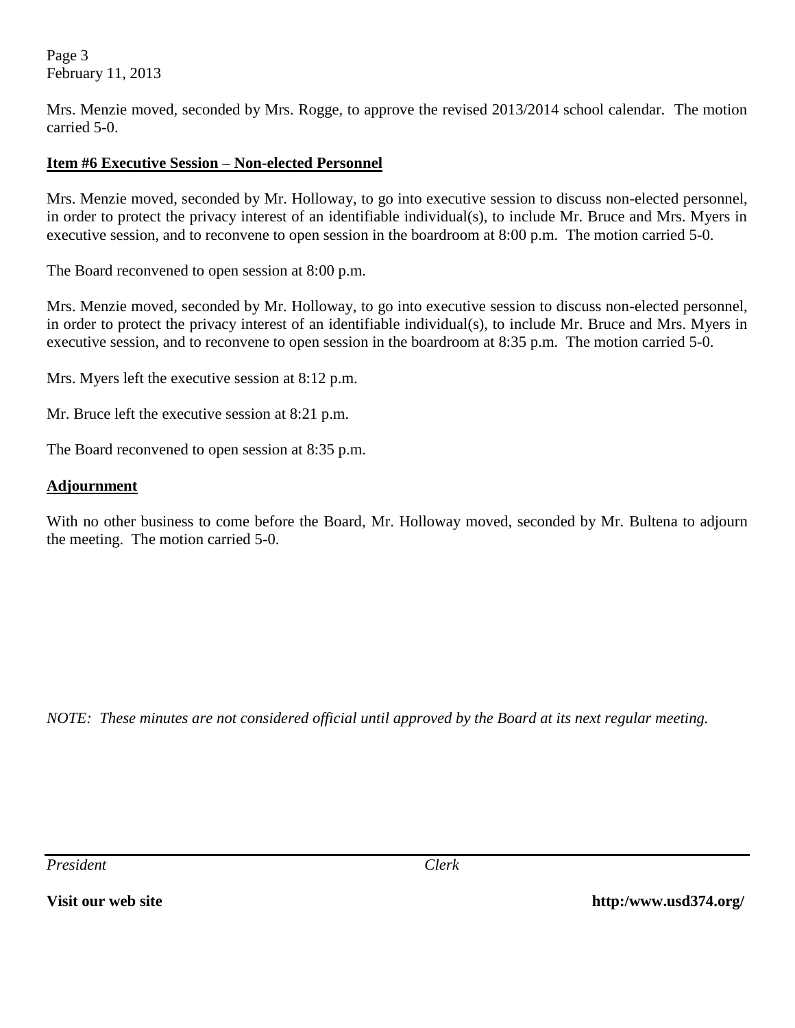Mrs. Menzie moved, seconded by Mrs. Rogge, to approve the revised 2013/2014 school calendar. The motion carried 5-0.

**Item #6 Executive Session – Non-elected Personnel**

Mrs. Menzie moved, seconded by Mr. Holloway, to go into executive session to discuss non-elected personnel, in order to protect the privacy interest of an identifiable individual(s), to include Mr. Bruce and Mrs. Myers in executive session, and to reconvene to open session in the boardroom at 8:00 p.m. The motion carried 5-0.

The Board reconvened to open session at 8:00 p.m.

Mrs. Menzie moved, seconded by Mr. Holloway, to go into executive session to discuss non-elected personnel, in order to protect the privacy interest of an identifiable individual(s), to include Mr. Bruce and Mrs. Myers in executive session, and to reconvene to open session in the boardroom at 8:35 p.m. The motion carried 5-0.

Mrs. Myers left the executive session at 8:12 p.m.

Mr. Bruce left the executive session at 8:21 p.m.

The Board reconvened to open session at 8:35 p.m.

**Adjournment**

With no other business to come before the Board, Mr. Holloway moved, seconded by Mr. Bultena to adjourn the meeting. The motion carried 5-0.

*NOTE: These minutes are not considered official until approved by the Board at its next regular meeting.*

*President* *Clerk*

**Visit our web site** **http:/www.usd374.org/**